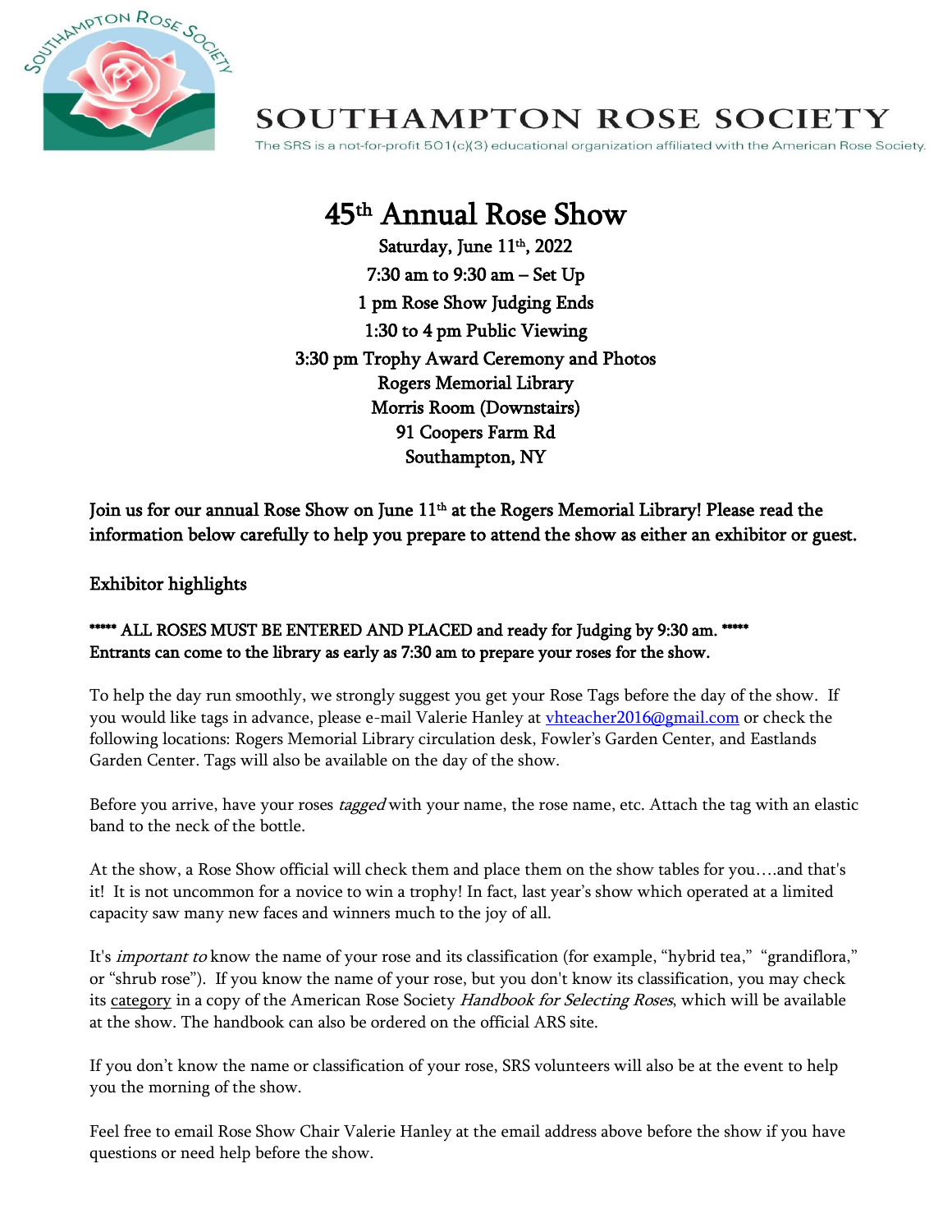# SOUTHAMPTON ROSE SOCIETY

The SRS is a not-for-profit 501(c)(3) educational organization affiliated with the American Rose Society.

## 45th Annual Rose Show

**Saturday, June 11th, 2022**
**7:30 am to 9:30 am – Set Up**
**1 pm Rose Show Judging Ends**
**1:30 to 4 pm Public Viewing**
**3:30 pm Trophy Award Ceremony and Photos**
**Rogers Memorial Library**
**Morris Room (Downstairs)**
**91 Coopers Farm Rd**
**Southampton, NY**

**Join us for our annual Rose Show on June 11th at the Rogers Memorial Library! Please read the information below carefully to help you prepare to attend the show as either an exhibitor or guest.**

### Exhibitor highlights

**\*\*\*\*\* ALL ROSES MUST BE ENTERED AND PLACED and ready for Judging by 9:30 am. \*\*\*\*\***
**Entrants can come to the library as early as 7:30 am to prepare your roses for the show.**

To help the day run smoothly, we strongly suggest you get your Rose Tags before the day of the show. If you would like tags in advance, please e-mail Valerie Hanley at vhteacher2016@gmail.com or check the following locations: Rogers Memorial Library circulation desk, Fowler's Garden Center, and Eastlands Garden Center. Tags will also be available on the day of the show.

Before you arrive, have your roses *tagged* with your name, the rose name, etc. Attach the tag with an elastic band to the neck of the bottle.

At the show, a Rose Show official will check them and place them on the show tables for you….and that's it! It is not uncommon for a novice to win a trophy! In fact, last year's show which operated at a limited capacity saw many new faces and winners much to the joy of all.

It's *important to* know the name of your rose and its classification (for example, "hybrid tea," "grandiflora," or "shrub rose"). If you know the name of your rose, but you don't know its classification, you may check its category in a copy of the American Rose Society *Handbook for Selecting Roses*, which will be available at the show. The handbook can also be ordered on the official ARS site.

If you don't know the name or classification of your rose, SRS volunteers will also be at the event to help you the morning of the show.

Feel free to email Rose Show Chair Valerie Hanley at the email address above before the show if you have questions or need help before the show.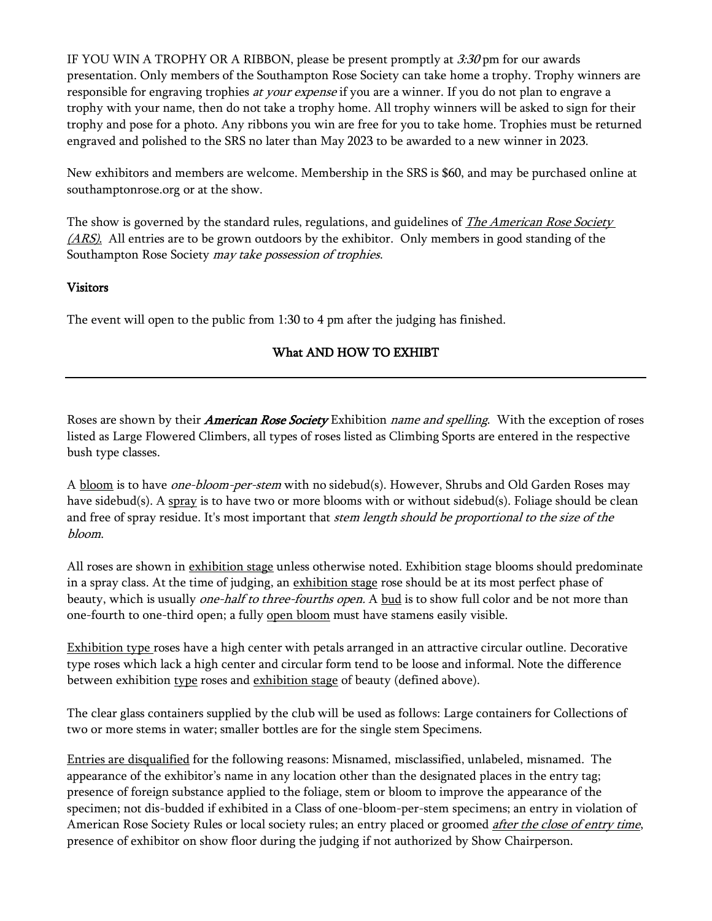IF YOU WIN A TROPHY OR A RIBBON, please be present promptly at *3:30* pm for our awards presentation. Only members of the Southampton Rose Society can take home a trophy. Trophy winners are responsible for engraving trophies *at your expense* if you are a winner. If you do not plan to engrave a trophy with your name, then do not take a trophy home. All trophy winners will be asked to sign for their trophy and pose for a photo. Any ribbons you win are free for you to take home. Trophies must be returned engraved and polished to the SRS no later than May 2023 to be awarded to a new winner in 2023.

New exhibitors and members are welcome. Membership in the SRS is $60, and may be purchased online at southamptonrose.org or at the show.

The show is governed by the standard rules, regulations, and guidelines of *The American Rose Society (ARS).* All entries are to be grown outdoors by the exhibitor. Only members in good standing of the Southampton Rose Society *may take possession of trophies*.

**Visitors**

The event will open to the public from 1:30 to 4 pm after the judging has finished.

## What AND HOW TO EXHIBT

---

Roses are shown by their ***American Rose Society*** Exhibition *name and spelling*. With the exception of roses listed as Large Flowered Climbers, all types of roses listed as Climbing Sports are entered in the respective bush type classes.

A bloom is to have *one-bloom-per-stem* with no sidebud(s). However, Shrubs and Old Garden Roses may have sidebud(s). A spray is to have two or more blooms with or without sidebud(s). Foliage should be clean and free of spray residue. It's most important that *stem length should be proportional to the size of the bloom*.

All roses are shown in exhibition stage unless otherwise noted. Exhibition stage blooms should predominate in a spray class. At the time of judging, an exhibition stage rose should be at its most perfect phase of beauty, which is usually *one-half to three-fourths open.* A bud is to show full color and be not more than one-fourth to one-third open; a fully open bloom must have stamens easily visible.

Exhibition type roses have a high center with petals arranged in an attractive circular outline. Decorative type roses which lack a high center and circular form tend to be loose and informal. Note the difference between exhibition type roses and exhibition stage of beauty (defined above).

The clear glass containers supplied by the club will be used as follows: Large containers for Collections of two or more stems in water; smaller bottles are for the single stem Specimens.

Entries are disqualified for the following reasons: Misnamed, misclassified, unlabeled, misnamed. The appearance of the exhibitor's name in any location other than the designated places in the entry tag; presence of foreign substance applied to the foliage, stem or bloom to improve the appearance of the specimen; not dis-budded if exhibited in a Class of one-bloom-per-stem specimens; an entry in violation of American Rose Society Rules or local society rules; an entry placed or groomed *after the close of entry time*, presence of exhibitor on show floor during the judging if not authorized by Show Chairperson.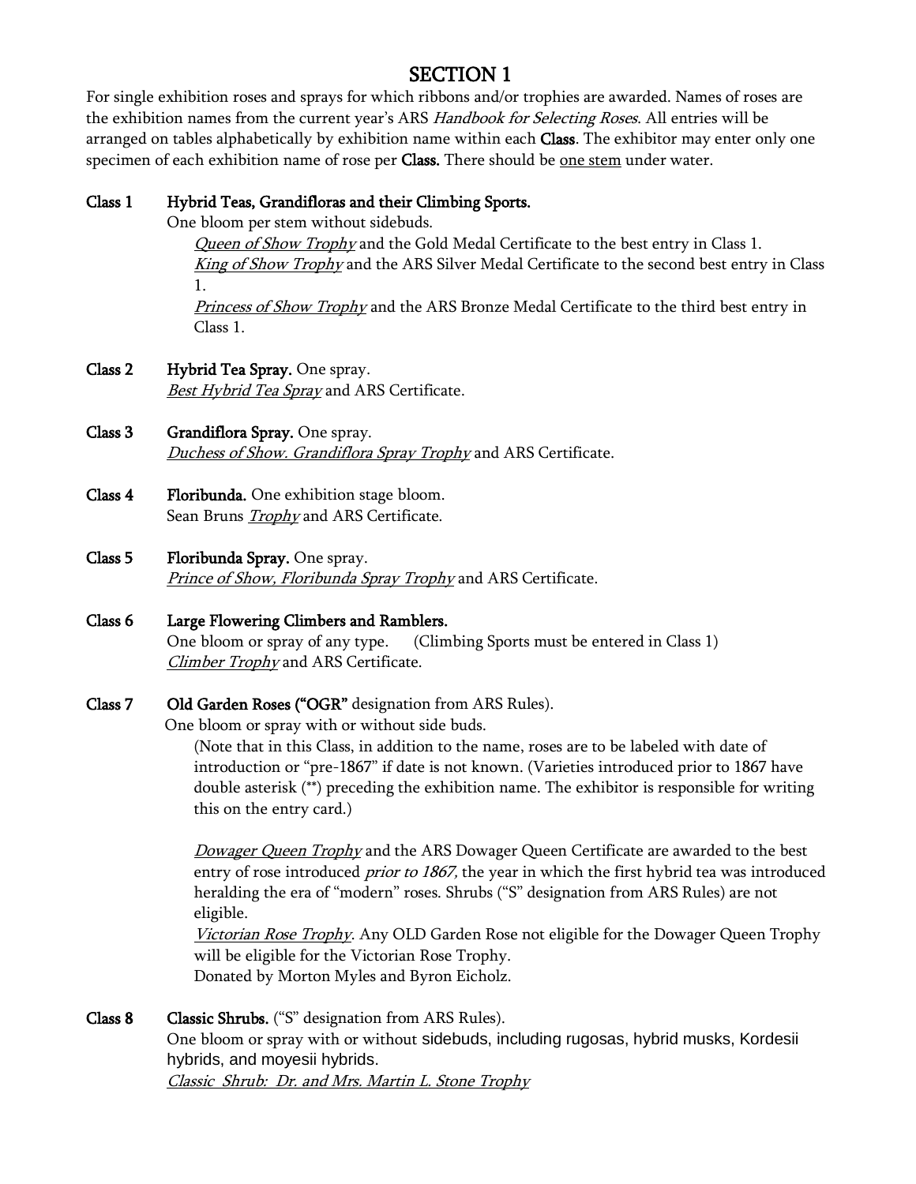# SECTION 1

For single exhibition roses and sprays for which ribbons and/or trophies are awarded. Names of roses are the exhibition names from the current year's ARS *Handbook for Selecting Roses*. All entries will be arranged on tables alphabetically by exhibition name within each **Class**. The exhibitor may enter only one specimen of each exhibition name of rose per **Class.** There should be <u>one stem</u> under water.

**Class 1** **Hybrid Teas, Grandifloras and their Climbing Sports.**
One bloom per stem without sidebuds.
*<u>Queen of Show Trophy</u>* and the Gold Medal Certificate to the best entry in Class 1.
*<u>King of Show Trophy</u>* and the ARS Silver Medal Certificate to the second best entry in Class 1.
*<u>Princess of Show Trophy</u>* and the ARS Bronze Medal Certificate to the third best entry in Class 1.

**Class 2** **Hybrid Tea Spray.** One spray.
*<u>Best Hybrid Tea Spray</u>* and ARS Certificate.

**Class 3** **Grandiflora Spray.** One spray.
*<u>Duchess of Show. Grandiflora Spray Trophy</u>* and ARS Certificate.

**Class 4** **Floribunda.** One exhibition stage bloom.
Sean Bruns *<u>Trophy</u>* and ARS Certificate.

**Class 5** **Floribunda Spray.** One spray.
*<u>Prince of Show, Floribunda Spray Trophy</u>* and ARS Certificate.

**Class 6** **Large Flowering Climbers and Ramblers.**
One bloom or spray of any type. (Climbing Sports must be entered in Class 1)
*<u>Climber Trophy</u>* and ARS Certificate.

**Class 7** **Old Garden Roses ("OGR"** designation from ARS Rules).
One bloom or spray with or without side buds.
(Note that in this Class, in addition to the name, roses are to be labeled with date of introduction or "pre-1867" if date is not known. (Varieties introduced prior to 1867 have double asterisk (**) preceding the exhibition name. The exhibitor is responsible for writing this on the entry card.)

*<u>Dowager Queen Trophy</u>* and the ARS Dowager Queen Certificate are awarded to the best entry of rose introduced *prior to 1867,* the year in which the first hybrid tea was introduced heralding the era of "modern" roses. Shrubs ("S" designation from ARS Rules) are not eligible.
*<u>Victorian Rose Trophy</u>*. Any OLD Garden Rose not eligible for the Dowager Queen Trophy will be eligible for the Victorian Rose Trophy.
Donated by Morton Myles and Byron Eicholz.

**Class 8** **Classic Shrubs.** ("S" designation from ARS Rules).
One bloom or spray with or without sidebuds, including rugosas, hybrid musks, Kordesii hybrids, and moyesii hybrids.
*<u>Classic Shrub: Dr. and Mrs. Martin L. Stone Trophy</u>*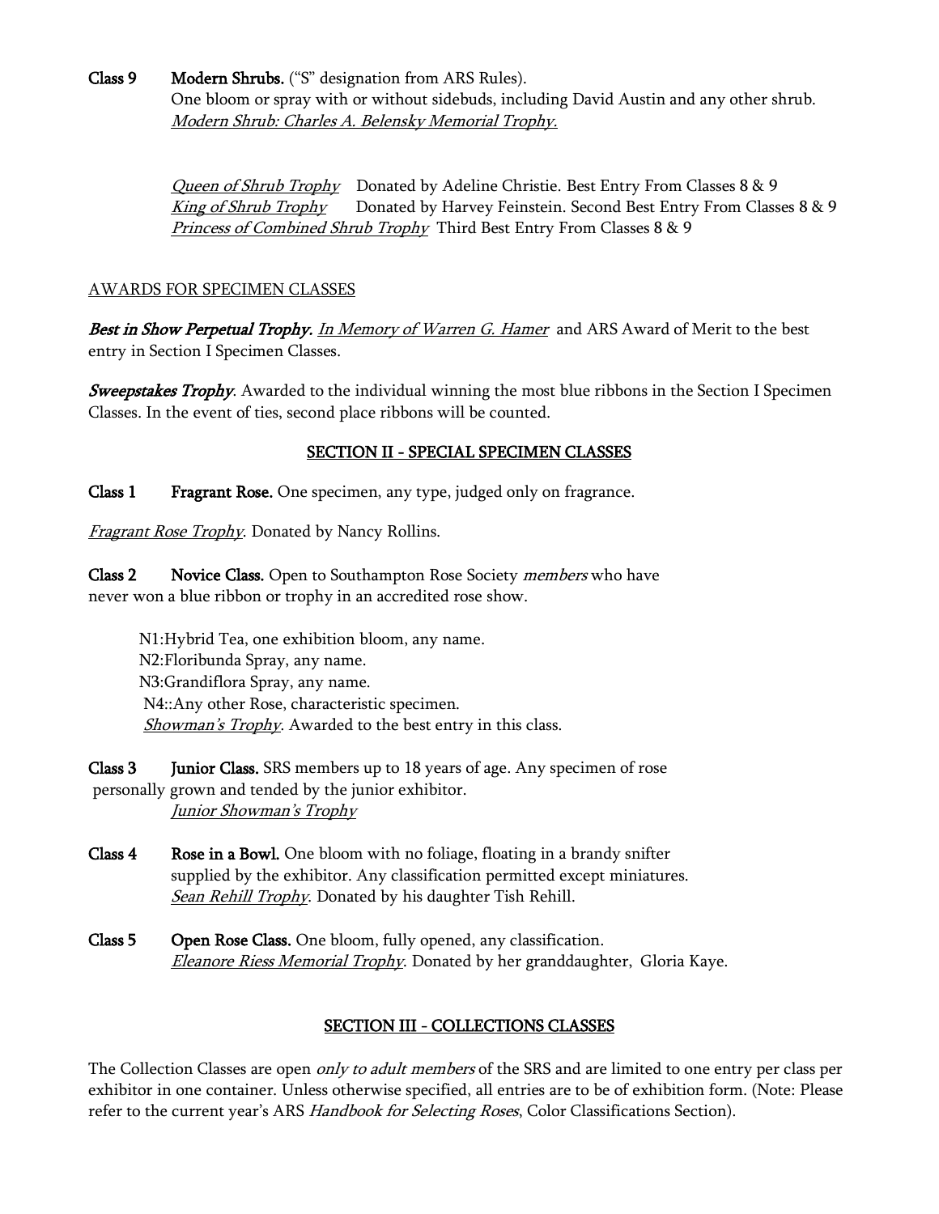**Class 9 Modern Shrubs.** ("S" designation from ARS Rules).
One bloom or spray with or without sidebuds, including David Austin and any other shrub.
*Modern Shrub: Charles A. Belensky Memorial Trophy.*

*Queen of Shrub Trophy* Donated by Adeline Christie. Best Entry From Classes 8 & 9
*King of Shrub Trophy* Donated by Harvey Feinstein. Second Best Entry From Classes 8 & 9
*Princess of Combined Shrub Trophy* Third Best Entry From Classes 8 & 9

AWARDS FOR SPECIMEN CLASSES

***Best in Show Perpetual Trophy.*** *In Memory of Warren G. Hamer* and ARS Award of Merit to the best entry in Section I Specimen Classes.

***Sweepstakes Trophy***. Awarded to the individual winning the most blue ribbons in the Section I Specimen Classes. In the event of ties, second place ribbons will be counted.

## SECTION II - SPECIAL SPECIMEN CLASSES

**Class 1 Fragrant Rose.** One specimen, any type, judged only on fragrance.

*Fragrant Rose Trophy*. Donated by Nancy Rollins.

**Class 2 Novice Class.** Open to Southampton Rose Society *members* who have never won a blue ribbon or trophy in an accredited rose show.

N1:Hybrid Tea, one exhibition bloom, any name.
N2:Floribunda Spray, any name.
N3:Grandiflora Spray, any name.
N4::Any other Rose, characteristic specimen.
*Showman's Trophy*. Awarded to the best entry in this class.

**Class 3 Junior Class.** SRS members up to 18 years of age. Any specimen of rose personally grown and tended by the junior exhibitor.
*Junior Showman's Trophy*

**Class 4 Rose in a Bowl.** One bloom with no foliage, floating in a brandy snifter supplied by the exhibitor. Any classification permitted except miniatures.
*Sean Rehill Trophy*. Donated by his daughter Tish Rehill.

**Class 5 Open Rose Class.** One bloom, fully opened, any classification.
*Eleanore Riess Memorial Trophy*. Donated by her granddaughter, Gloria Kaye.

## SECTION III - COLLECTIONS CLASSES

The Collection Classes are open *only to adult members* of the SRS and are limited to one entry per class per exhibitor in one container. Unless otherwise specified, all entries are to be of exhibition form. (Note: Please refer to the current year's ARS *Handbook for Selecting Roses*, Color Classifications Section).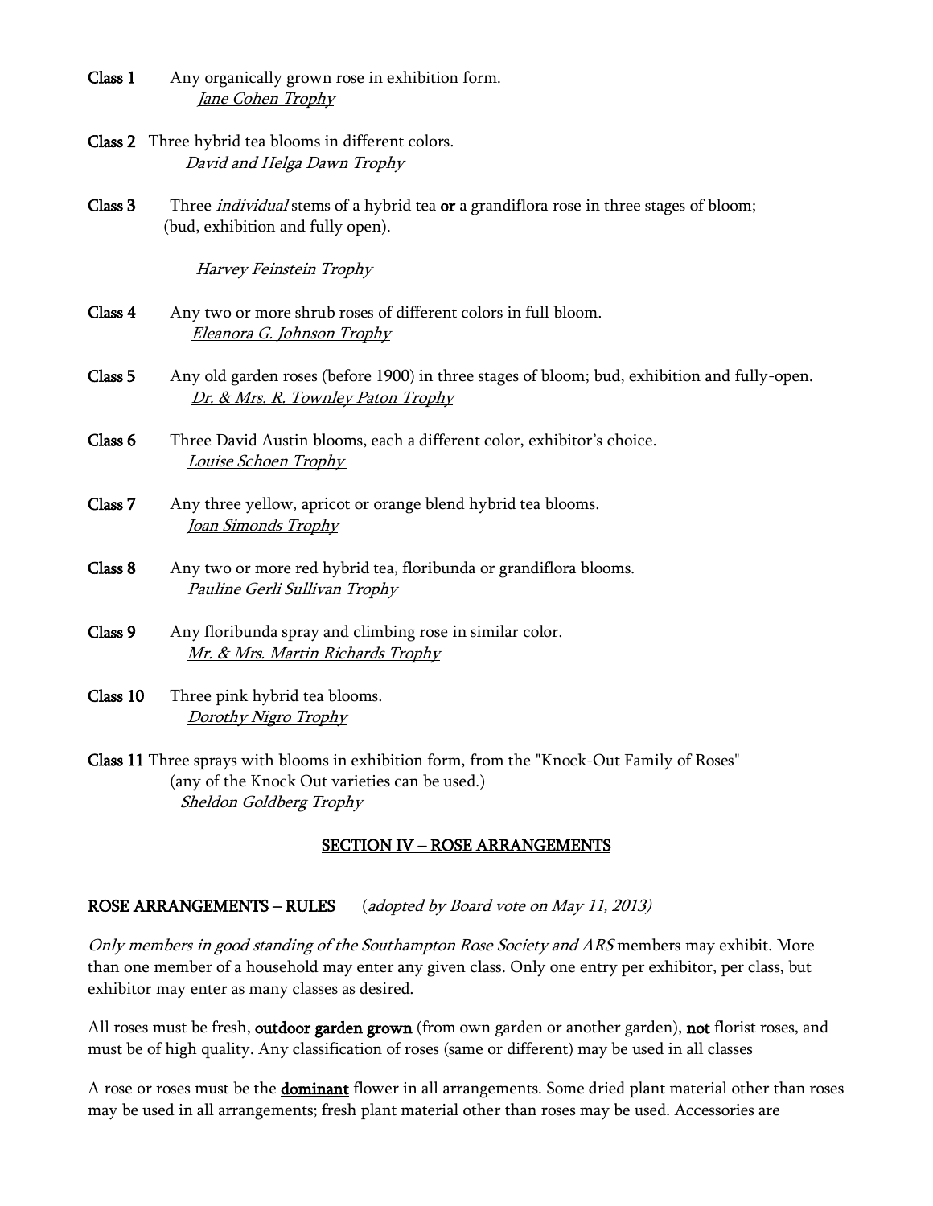**Class 1** Any organically grown rose in exhibition form.
*Jane Cohen Trophy*

**Class 2** Three hybrid tea blooms in different colors.
*David and Helga Dawn Trophy*

**Class 3** Three *individual* stems of a hybrid tea **or** a grandiflora rose in three stages of bloom; (bud, exhibition and fully open).

*Harvey Feinstein Trophy*

**Class 4** Any two or more shrub roses of different colors in full bloom.
*Eleanora G. Johnson Trophy*

**Class 5** Any old garden roses (before 1900) in three stages of bloom; bud, exhibition and fully-open.
*Dr. & Mrs. R. Townley Paton Trophy*

**Class 6** Three David Austin blooms, each a different color, exhibitor's choice.
*Louise Schoen Trophy*

**Class 7** Any three yellow, apricot or orange blend hybrid tea blooms.
*Joan Simonds Trophy*

**Class 8** Any two or more red hybrid tea, floribunda or grandiflora blooms.
*Pauline Gerli Sullivan Trophy*

**Class 9** Any floribunda spray and climbing rose in similar color.
*Mr. & Mrs. Martin Richards Trophy*

**Class 10** Three pink hybrid tea blooms.
*Dorothy Nigro Trophy*

**Class 11** Three sprays with blooms in exhibition form, from the "Knock-Out Family of Roses" (any of the Knock Out varieties can be used.)
*Sheldon Goldberg Trophy*

## SECTION IV – ROSE ARRANGEMENTS

**ROSE ARRANGEMENTS – RULES** (*adopted by Board vote on May 11, 2013*)

*Only members in good standing of the Southampton Rose Society and ARS* members may exhibit. More than one member of a household may enter any given class. Only one entry per exhibitor, per class, but exhibitor may enter as many classes as desired.

All roses must be fresh, **outdoor garden grown** (from own garden or another garden), **not** florist roses, and must be of high quality. Any classification of roses (same or different) may be used in all classes

A rose or roses must be the **dominant** flower in all arrangements. Some dried plant material other than roses may be used in all arrangements; fresh plant material other than roses may be used. Accessories are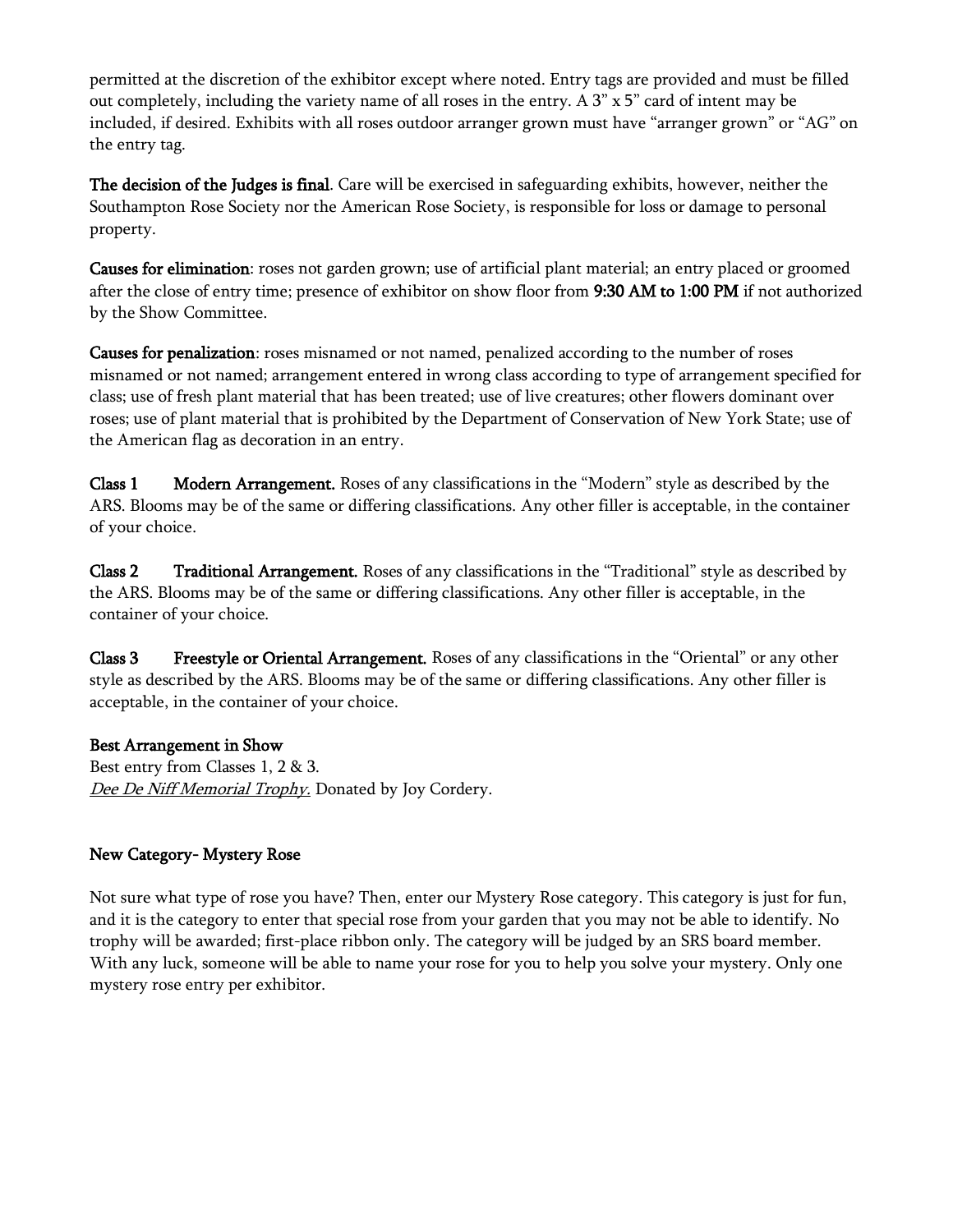permitted at the discretion of the exhibitor except where noted. Entry tags are provided and must be filled out completely, including the variety name of all roses in the entry. A 3" x 5" card of intent may be included, if desired. Exhibits with all roses outdoor arranger grown must have "arranger grown" or "AG" on the entry tag.

**The decision of the Judges is final**. Care will be exercised in safeguarding exhibits, however, neither the Southampton Rose Society nor the American Rose Society, is responsible for loss or damage to personal property.

**Causes for elimination**: roses not garden grown; use of artificial plant material; an entry placed or groomed after the close of entry time; presence of exhibitor on show floor from **9:30 AM to 1:00 PM** if not authorized by the Show Committee.

**Causes for penalization**: roses misnamed or not named, penalized according to the number of roses misnamed or not named; arrangement entered in wrong class according to type of arrangement specified for class; use of fresh plant material that has been treated; use of live creatures; other flowers dominant over roses; use of plant material that is prohibited by the Department of Conservation of New York State; use of the American flag as decoration in an entry.

**Class 1 Modern Arrangement.** Roses of any classifications in the "Modern" style as described by the ARS. Blooms may be of the same or differing classifications. Any other filler is acceptable, in the container of your choice.

**Class 2 Traditional Arrangement.** Roses of any classifications in the "Traditional" style as described by the ARS. Blooms may be of the same or differing classifications. Any other filler is acceptable, in the container of your choice.

**Class 3 Freestyle or Oriental Arrangement.** Roses of any classifications in the "Oriental" or any other style as described by the ARS. Blooms may be of the same or differing classifications. Any other filler is acceptable, in the container of your choice.

**Best Arrangement in Show**
Best entry from Classes 1, 2 & 3.
*Dee De Niff Memorial Trophy.* Donated by Joy Cordery.

**New Category- Mystery Rose**

Not sure what type of rose you have? Then, enter our Mystery Rose category. This category is just for fun, and it is the category to enter that special rose from your garden that you may not be able to identify. No trophy will be awarded; first-place ribbon only. The category will be judged by an SRS board member. With any luck, someone will be able to name your rose for you to help you solve your mystery. Only one mystery rose entry per exhibitor.